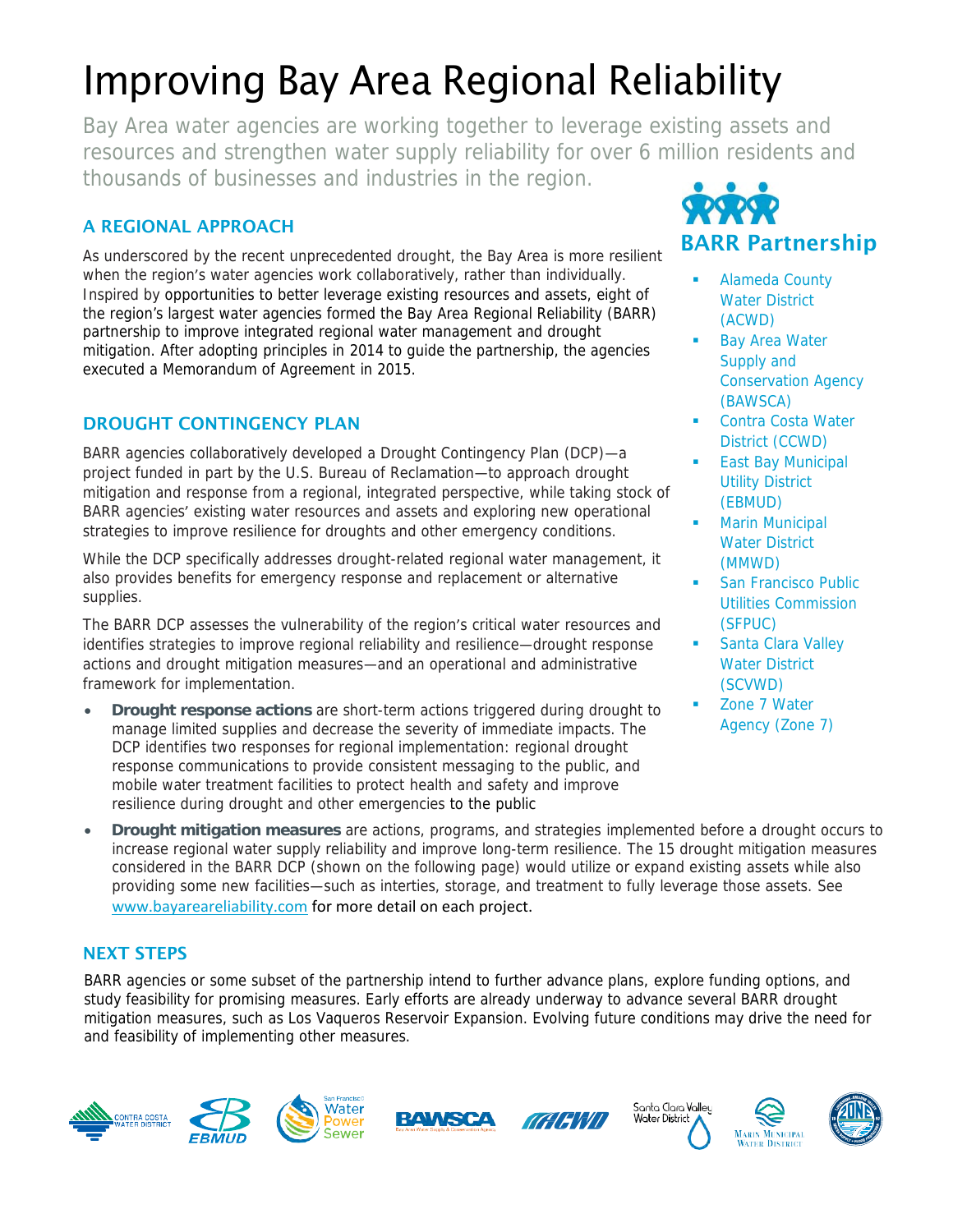# Improving Bay Area Regional Reliability

Bay Area water agencies are working together to leverage existing assets and resources and strengthen water supply reliability for over 6 million residents and thousands of businesses and industries in the region.

## A REGIONAL APPROACH

As underscored by the recent unprecedented drought, the Bay Area is more resilient when the region's water agencies work collaboratively, rather than individually. Inspired by opportunities to better leverage existing resources and assets, eight of the region's largest water agencies formed the Bay Area Regional Reliability (BARR) partnership to improve integrated regional water management and drought mitigation. After adopting principles in 2014 to guide the partnership, the agencies executed a Memorandum of Agreement in 2015.

## DROUGHT CONTINGENCY PLAN

BARR agencies collaboratively developed a Drought Contingency Plan (DCP)—a project funded in part by the U.S. Bureau of Reclamation—to approach drought mitigation and response from a regional, integrated perspective, while taking stock of BARR agencies' existing water resources and assets and exploring new operational strategies to improve resilience for droughts and other emergency conditions.

While the DCP specifically addresses drought-related regional water management, it also provides benefits for emergency response and replacement or alternative supplies.

The BARR DCP assesses the vulnerability of the region's critical water resources and identifies strategies to improve regional reliability and resilience—drought response actions and drought mitigation measures—and an operational and administrative framework for implementation.

- **Drought response actions** are short-term actions triggered during drought to manage limited supplies and decrease the severity of immediate impacts. The DCP identifies two responses for regional implementation: regional drought response communications to provide consistent messaging to the public, and mobile water treatment facilities to protect health and safety and improve resilience during drought and other emergencies to the public
- **Drought mitigation measures** are actions, programs, and strategies implemented before a drought occurs to increase regional water supply reliability and improve long-term resilience. The 15 drought mitigation measures considered in the BARR DCP (shown on the following page) would utilize or expand existing assets while also providing some new facilities—such as interties, storage, and treatment to fully leverage those assets. See www.bayareareliability.com for more detail on each project.

## BARR Partnership

- Alameda County Water District (ACWD)
- Bay Area Water Supply and Conservation Agency (BAWSCA)
- Contra Costa Water District (CCWD)
- East Bay Municipal Utility District (EBMUD)
- Marin Municipal Water District (MMWD)
- San Francisco Public Utilities Commission (SFPUC)
- Santa Clara Valley Water District (SCVWD)
- Zone 7 Water Agency (Zone 7)

## NEXT STEPS

BARR agencies or some subset of the partnership intend to further advance plans, explore funding options, and study feasibility for promising measures. Early efforts are already underway to advance several BARR drought mitigation measures, such as Los Vaqueros Reservoir Expansion. Evolving future conditions may drive the need for and feasibility of implementing other measures.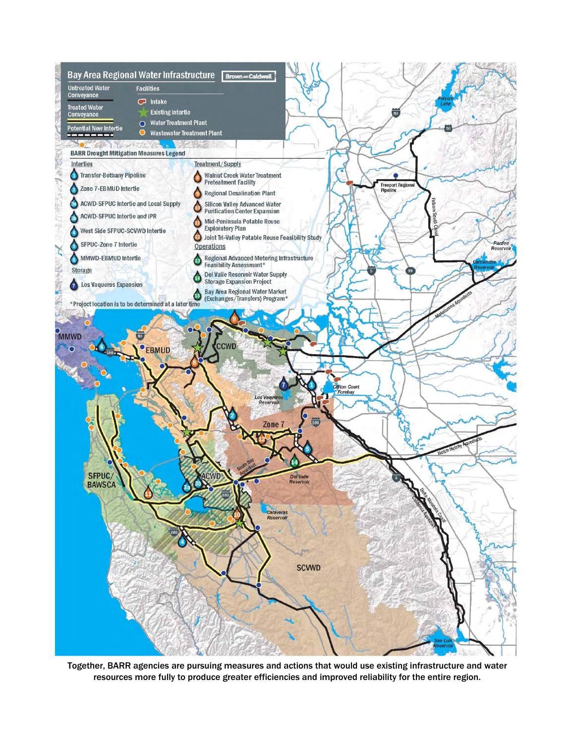Together, BARR agencies are pursuing measures and actions that would use existing infrastructure and water resources more fully to produce greater efficiencies and improved reliability for the entire region.